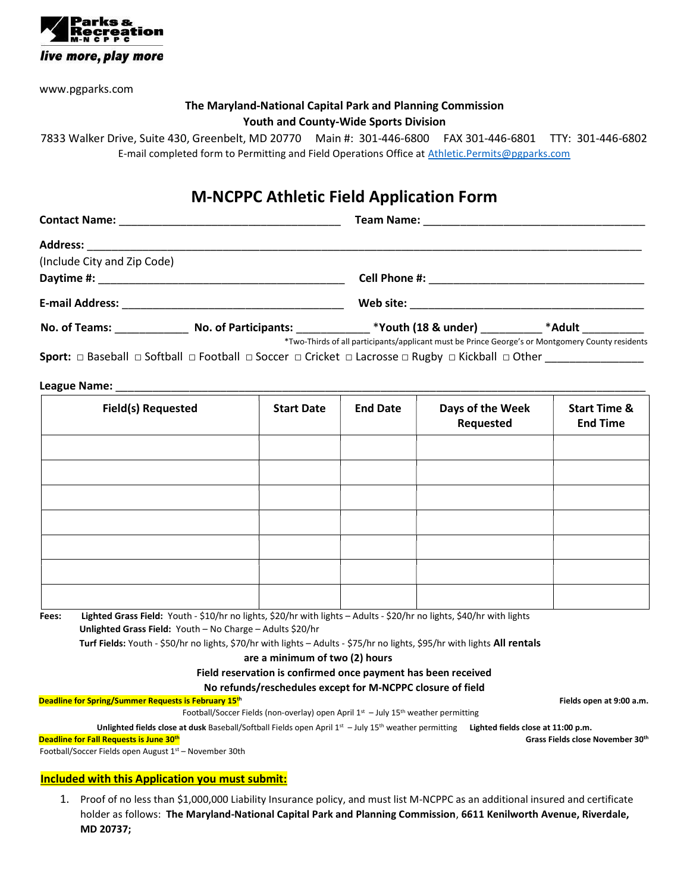**Parks & Recreation**
**M-NCPPC**
*live more, play more*

www.pgparks.com

**The Maryland-National Capital Park and Planning Commission**
**Youth and County-Wide Sports Division**

7833 Walker Drive, Suite 430, Greenbelt, MD 20770 Main #: 301-446-6800 FAX 301-446-6801 TTY: 301-446-6802

E-mail completed form to Permitting and Field Operations Office at Athletic.Permits@pgparks.com

# M-NCPPC Athletic Field Application Form

**Contact Name:** ________________________________ **Team Name:** ________________________________

**Address:** ____________________________________________________________________________
(Include City and Zip Code)

**Daytime #:** ________________________________ **Cell Phone #:** ________________________________

**E-mail Address:** ________________________________ **Web site:** ________________________________

**No. of Teams:** ___________ **No. of Participants:** ___________ ***Youth (18 & under)** _________ ***Adult** _________

*Two-Thirds of all participants/applicant must be Prince George's or Montgomery County residents

**Sport:** □ Baseball □ Softball □ Football □ Soccer □ Cricket □ Lacrosse □ Rugby □ Kickball □ Other _______________

**League Name:** ____________________________________________________________________________

| Field(s) Requested | Start Date | End Date | Days of the Week Requested | Start Time & End Time |
|---|---|---|---|---|
| | | | | |
| | | | | |
| | | | | |
| | | | | |
| | | | | |
| | | | | |
| | | | | |

**Fees:** **Lighted Grass Field:** Youth - $10/hr no lights, $20/hr with lights – Adults - $20/hr no lights, $40/hr with lights
**Unlighted Grass Field:** Youth – No Charge – Adults $20/hr
**Turf Fields:** Youth - $50/hr no lights, $70/hr with lights – Adults - $75/hr no lights, $95/hr with lights **All rentals are a minimum of two (2) hours**

**Field reservation is confirmed once payment has been received**

**No refunds/reschedules except for M-NCPPC closure of field**

**Deadline for Spring/Summer Requests is February 15th**

**Fields open at 9:00 a.m.**

Football/Soccer Fields (non-overlay) open April 1st – July 15th weather permitting

**Unlighted fields close at dusk** Baseball/Softball Fields open April 1st – July 15th weather permitting **Lighted fields close at 11:00 p.m.**

**Deadline for Fall Requests is June 30th**

**Grass Fields close November 30th**

Football/Soccer Fields open August 1st – November 30th

**Included with this Application you must submit:**

1. Proof of no less than $1,000,000 Liability Insurance policy, and must list M-NCPPC as an additional insured and certificate holder as follows: **The Maryland-National Capital Park and Planning Commission**, **6611 Kenilworth Avenue, Riverdale, MD 20737;**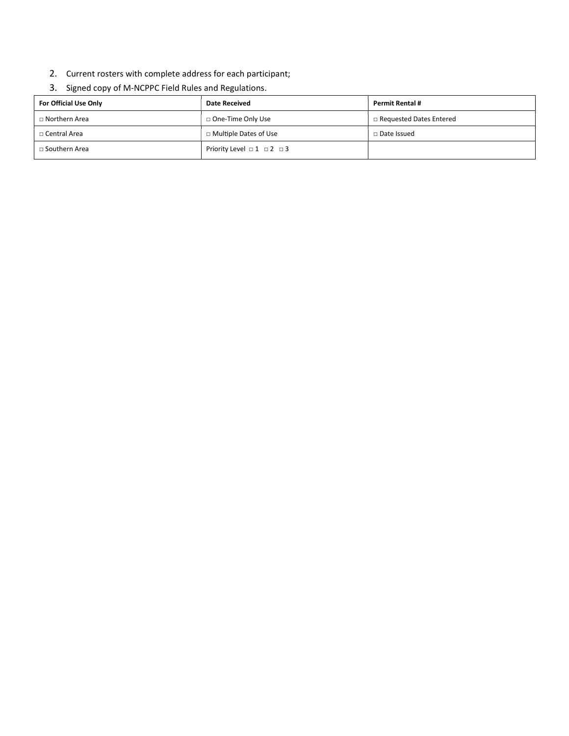2. Current rosters with complete address for each participant;
3. Signed copy of M-NCPPC Field Rules and Regulations.

| **For Official Use Only** | **Date Received** | **Permit Rental #** |
|---|---|---|
| □ Northern Area | □ One-Time Only Use | □ Requested Dates Entered |
| □ Central Area | □ Multiple Dates of Use | □ Date Issued |
| □ Southern Area | Priority Level □ 1 □ 2 □ 3 | |